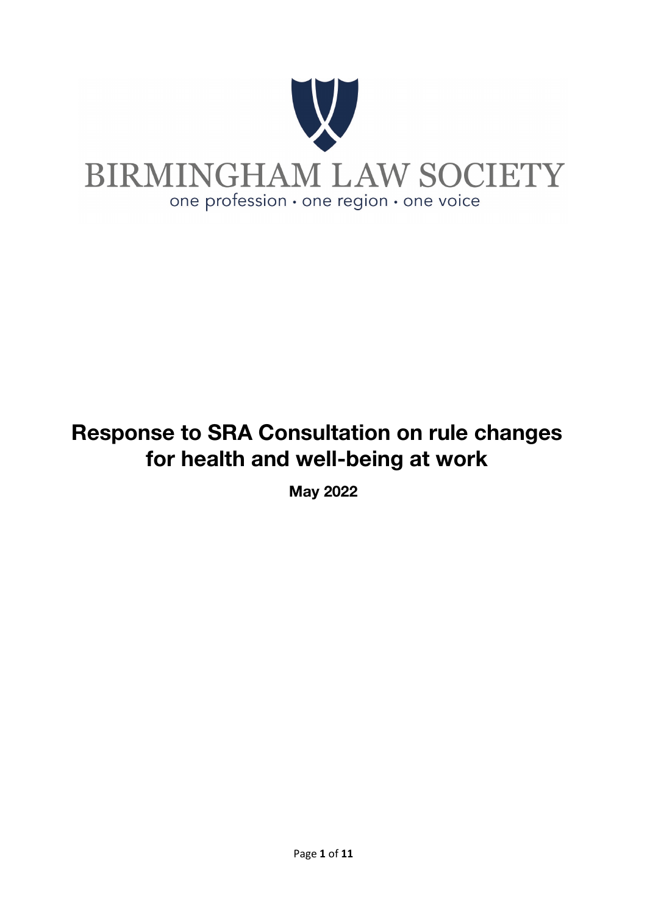BIRMINGHAM LAW SOCIETY

one profession • one region • one voice

# Response to SRA Consultation on rule changes for health and well-being at work

**May 2022**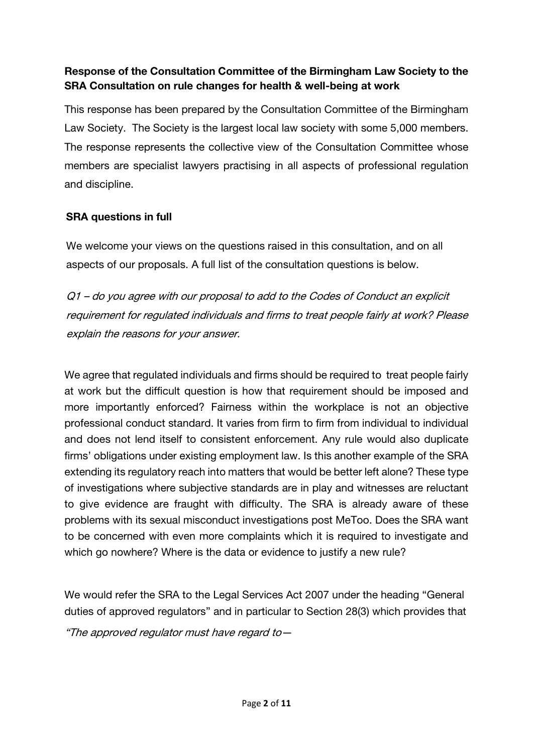**Response of the Consultation Committee of the Birmingham Law Society to the SRA Consultation on rule changes for health & well-being at work**

This response has been prepared by the Consultation Committee of the Birmingham Law Society. The Society is the largest local law society with some 5,000 members. The response represents the collective view of the Consultation Committee whose members are specialist lawyers practising in all aspects of professional regulation and discipline.

**SRA questions in full**

We welcome your views on the questions raised in this consultation, and on all aspects of our proposals. A full list of the consultation questions is below.

*Q1 – do you agree with our proposal to add to the Codes of Conduct an explicit requirement for regulated individuals and firms to treat people fairly at work? Please explain the reasons for your answer.*

We agree that regulated individuals and firms should be required to treat people fairly at work but the difficult question is how that requirement should be imposed and more importantly enforced? Fairness within the workplace is not an objective professional conduct standard. It varies from firm to firm from individual to individual and does not lend itself to consistent enforcement. Any rule would also duplicate firms' obligations under existing employment law. Is this another example of the SRA extending its regulatory reach into matters that would be better left alone? These type of investigations where subjective standards are in play and witnesses are reluctant to give evidence are fraught with difficulty. The SRA is already aware of these problems with its sexual misconduct investigations post MeToo. Does the SRA want to be concerned with even more complaints which it is required to investigate and which go nowhere? Where is the data or evidence to justify a new rule?

We would refer the SRA to the Legal Services Act 2007 under the heading "General duties of approved regulators" and in particular to Section 28(3) which provides that

*"The approved regulator must have regard to—*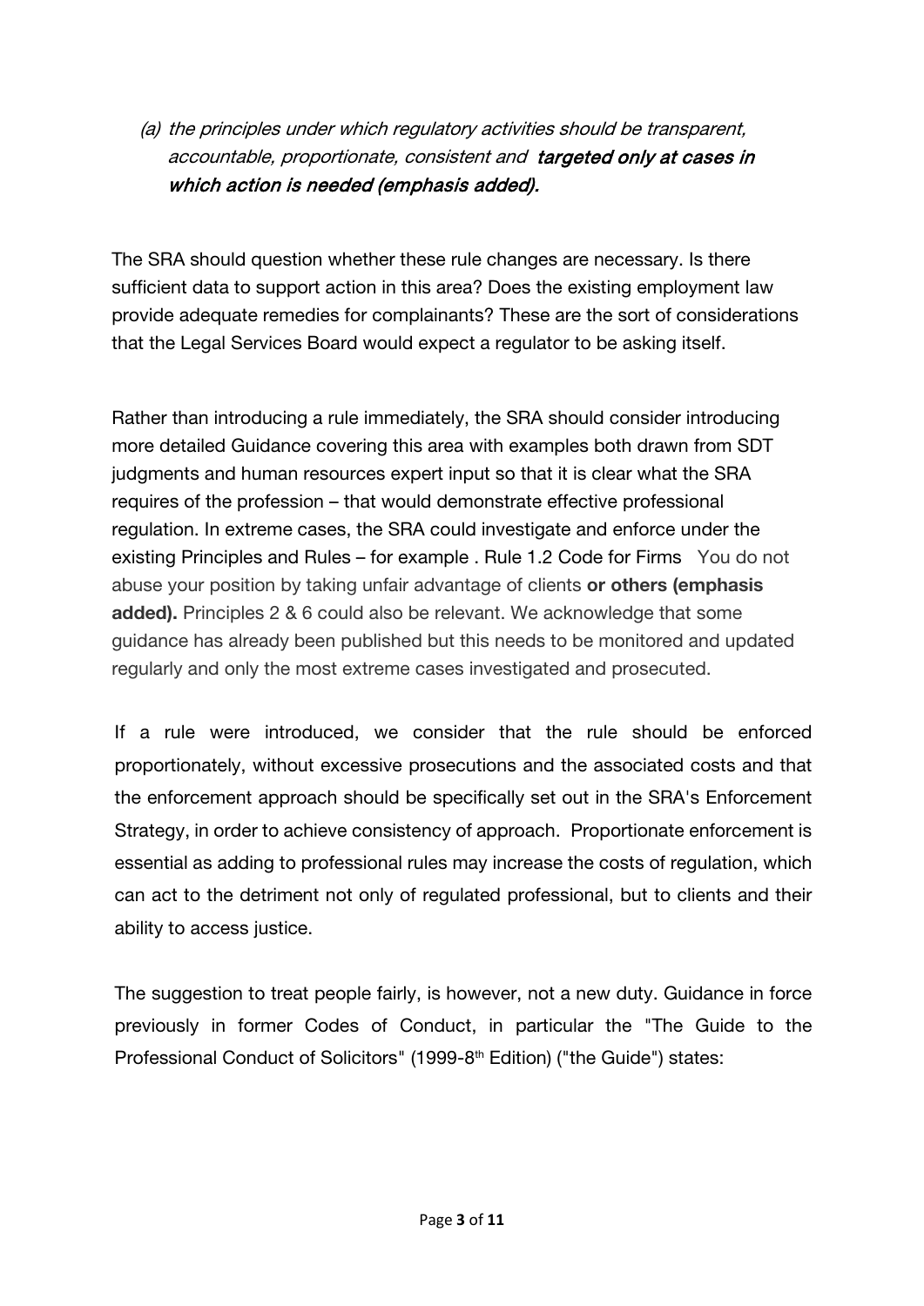*(a) the principles under which regulatory activities should be transparent, accountable, proportionate, consistent and* ***targeted only at cases in which action is needed (emphasis added).***

The SRA should question whether these rule changes are necessary. Is there sufficient data to support action in this area? Does the existing employment law provide adequate remedies for complainants? These are the sort of considerations that the Legal Services Board would expect a regulator to be asking itself.

Rather than introducing a rule immediately, the SRA should consider introducing more detailed Guidance covering this area with examples both drawn from SDT judgments and human resources expert input so that it is clear what the SRA requires of the profession – that would demonstrate effective professional regulation. In extreme cases, the SRA could investigate and enforce under the existing Principles and Rules – for example . Rule 1.2 Code for Firms You do not abuse your position by taking unfair advantage of clients **or others (emphasis added).** Principles 2 & 6 could also be relevant. We acknowledge that some guidance has already been published but this needs to be monitored and updated regularly and only the most extreme cases investigated and prosecuted.

If a rule were introduced, we consider that the rule should be enforced proportionately, without excessive prosecutions and the associated costs and that the enforcement approach should be specifically set out in the SRA's Enforcement Strategy, in order to achieve consistency of approach. Proportionate enforcement is essential as adding to professional rules may increase the costs of regulation, which can act to the detriment not only of regulated professional, but to clients and their ability to access justice.

The suggestion to treat people fairly, is however, not a new duty. Guidance in force previously in former Codes of Conduct, in particular the "The Guide to the Professional Conduct of Solicitors" (1999-8th Edition) ("the Guide") states: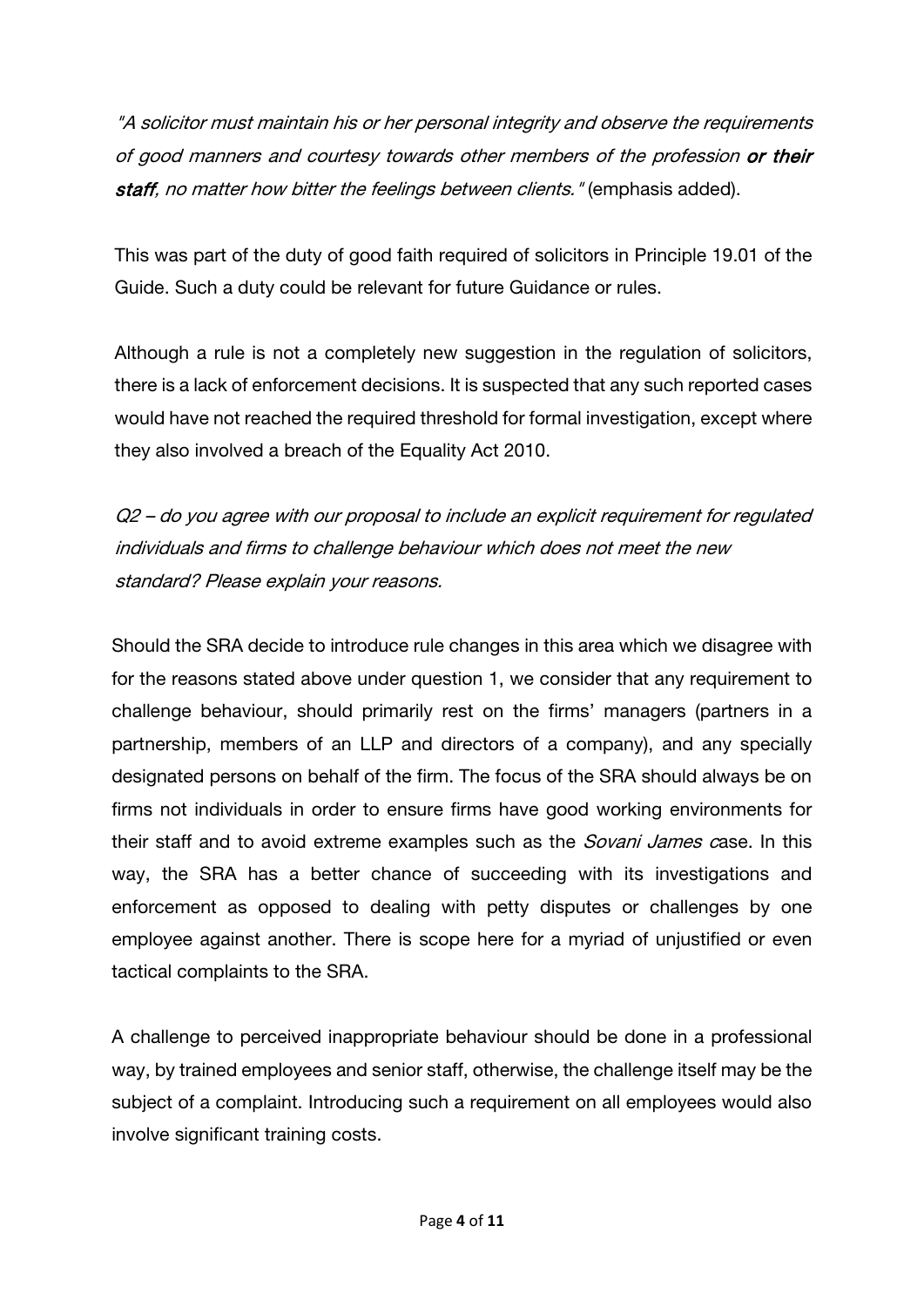*"A solicitor must maintain his or her personal integrity and observe the requirements of good manners and courtesy towards other members of the profession* ***or their staff****, no matter how bitter the feelings between clients."* (emphasis added).

This was part of the duty of good faith required of solicitors in Principle 19.01 of the Guide. Such a duty could be relevant for future Guidance or rules.

Although a rule is not a completely new suggestion in the regulation of solicitors, there is a lack of enforcement decisions. It is suspected that any such reported cases would have not reached the required threshold for formal investigation, except where they also involved a breach of the Equality Act 2010.

*Q2 – do you agree with our proposal to include an explicit requirement for regulated individuals and firms to challenge behaviour which does not meet the new standard? Please explain your reasons.*

Should the SRA decide to introduce rule changes in this area which we disagree with for the reasons stated above under question 1, we consider that any requirement to challenge behaviour, should primarily rest on the firms' managers (partners in a partnership, members of an LLP and directors of a company), and any specially designated persons on behalf of the firm. The focus of the SRA should always be on firms not individuals in order to ensure firms have good working environments for their staff and to avoid extreme examples such as the *Sovani James c*ase. In this way, the SRA has a better chance of succeeding with its investigations and enforcement as opposed to dealing with petty disputes or challenges by one employee against another. There is scope here for a myriad of unjustified or even tactical complaints to the SRA.

A challenge to perceived inappropriate behaviour should be done in a professional way, by trained employees and senior staff, otherwise, the challenge itself may be the subject of a complaint. Introducing such a requirement on all employees would also involve significant training costs.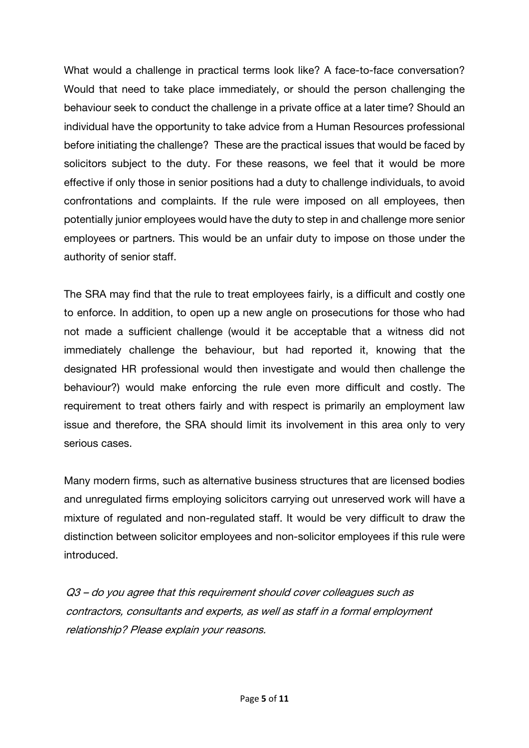What would a challenge in practical terms look like? A face-to-face conversation? Would that need to take place immediately, or should the person challenging the behaviour seek to conduct the challenge in a private office at a later time? Should an individual have the opportunity to take advice from a Human Resources professional before initiating the challenge? These are the practical issues that would be faced by solicitors subject to the duty. For these reasons, we feel that it would be more effective if only those in senior positions had a duty to challenge individuals, to avoid confrontations and complaints. If the rule were imposed on all employees, then potentially junior employees would have the duty to step in and challenge more senior employees or partners. This would be an unfair duty to impose on those under the authority of senior staff.

The SRA may find that the rule to treat employees fairly, is a difficult and costly one to enforce. In addition, to open up a new angle on prosecutions for those who had not made a sufficient challenge (would it be acceptable that a witness did not immediately challenge the behaviour, but had reported it, knowing that the designated HR professional would then investigate and would then challenge the behaviour?) would make enforcing the rule even more difficult and costly. The requirement to treat others fairly and with respect is primarily an employment law issue and therefore, the SRA should limit its involvement in this area only to very serious cases.

Many modern firms, such as alternative business structures that are licensed bodies and unregulated firms employing solicitors carrying out unreserved work will have a mixture of regulated and non-regulated staff. It would be very difficult to draw the distinction between solicitor employees and non-solicitor employees if this rule were introduced.

*Q3 – do you agree that this requirement should cover colleagues such as contractors, consultants and experts, as well as staff in a formal employment relationship? Please explain your reasons.*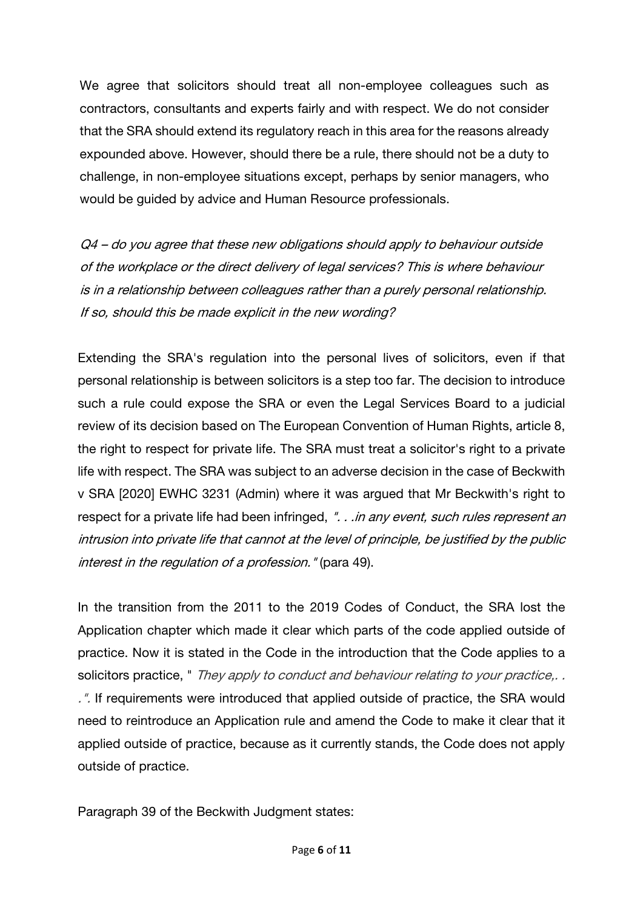We agree that solicitors should treat all non-employee colleagues such as contractors, consultants and experts fairly and with respect. We do not consider that the SRA should extend its regulatory reach in this area for the reasons already expounded above. However, should there be a rule, there should not be a duty to challenge, in non-employee situations except, perhaps by senior managers, who would be guided by advice and Human Resource professionals.

*Q4 – do you agree that these new obligations should apply to behaviour outside of the workplace or the direct delivery of legal services? This is where behaviour is in a relationship between colleagues rather than a purely personal relationship. If so, should this be made explicit in the new wording?*

Extending the SRA's regulation into the personal lives of solicitors, even if that personal relationship is between solicitors is a step too far. The decision to introduce such a rule could expose the SRA or even the Legal Services Board to a judicial review of its decision based on The European Convention of Human Rights, article 8, the right to respect for private life. The SRA must treat a solicitor's right to a private life with respect. The SRA was subject to an adverse decision in the case of Beckwith v SRA [2020] EWHC 3231 (Admin) where it was argued that Mr Beckwith's right to respect for a private life had been infringed, *". . .in any event, such rules represent an intrusion into private life that cannot at the level of principle, be justified by the public interest in the regulation of a profession."* (para 49).

In the transition from the 2011 to the 2019 Codes of Conduct, the SRA lost the Application chapter which made it clear which parts of the code applied outside of practice. Now it is stated in the Code in the introduction that the Code applies to a solicitors practice, " *They apply to conduct and behaviour relating to your practice,. . .".* If requirements were introduced that applied outside of practice, the SRA would need to reintroduce an Application rule and amend the Code to make it clear that it applied outside of practice, because as it currently stands, the Code does not apply outside of practice.

Paragraph 39 of the Beckwith Judgment states: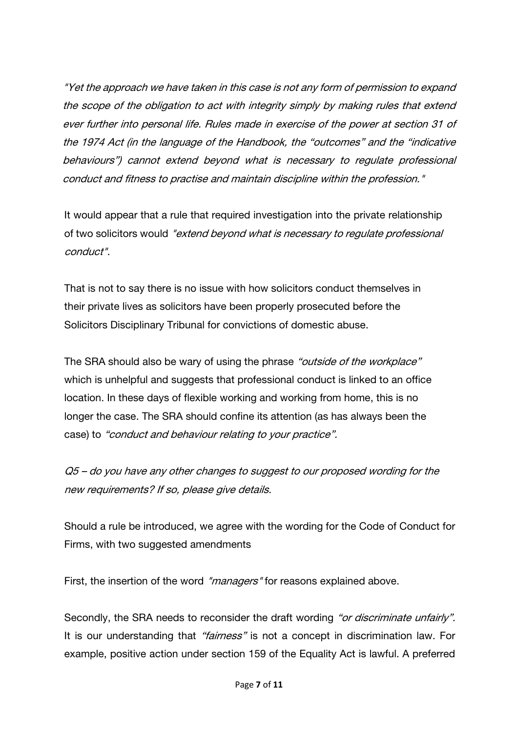*"Yet the approach we have taken in this case is not any form of permission to expand the scope of the obligation to act with integrity simply by making rules that extend ever further into personal life. Rules made in exercise of the power at section 31 of the 1974 Act (in the language of the Handbook, the "outcomes" and the "indicative behaviours") cannot extend beyond what is necessary to regulate professional conduct and fitness to practise and maintain discipline within the profession."*

It would appear that a rule that required investigation into the private relationship of two solicitors would *"extend beyond what is necessary to regulate professional conduct".*

That is not to say there is no issue with how solicitors conduct themselves in their private lives as solicitors have been properly prosecuted before the Solicitors Disciplinary Tribunal for convictions of domestic abuse.

The SRA should also be wary of using the phrase *"outside of the workplace"* which is unhelpful and suggests that professional conduct is linked to an office location. In these days of flexible working and working from home, this is no longer the case. The SRA should confine its attention (as has always been the case) to *"conduct and behaviour relating to your practice".*

*Q5 – do you have any other changes to suggest to our proposed wording for the new requirements? If so, please give details.*

Should a rule be introduced, we agree with the wording for the Code of Conduct for Firms, with two suggested amendments

First, the insertion of the word *"managers"* for reasons explained above.

Secondly, the SRA needs to reconsider the draft wording *"or discriminate unfairly".* It is our understanding that *"fairness"* is not a concept in discrimination law. For example, positive action under section 159 of the Equality Act is lawful. A preferred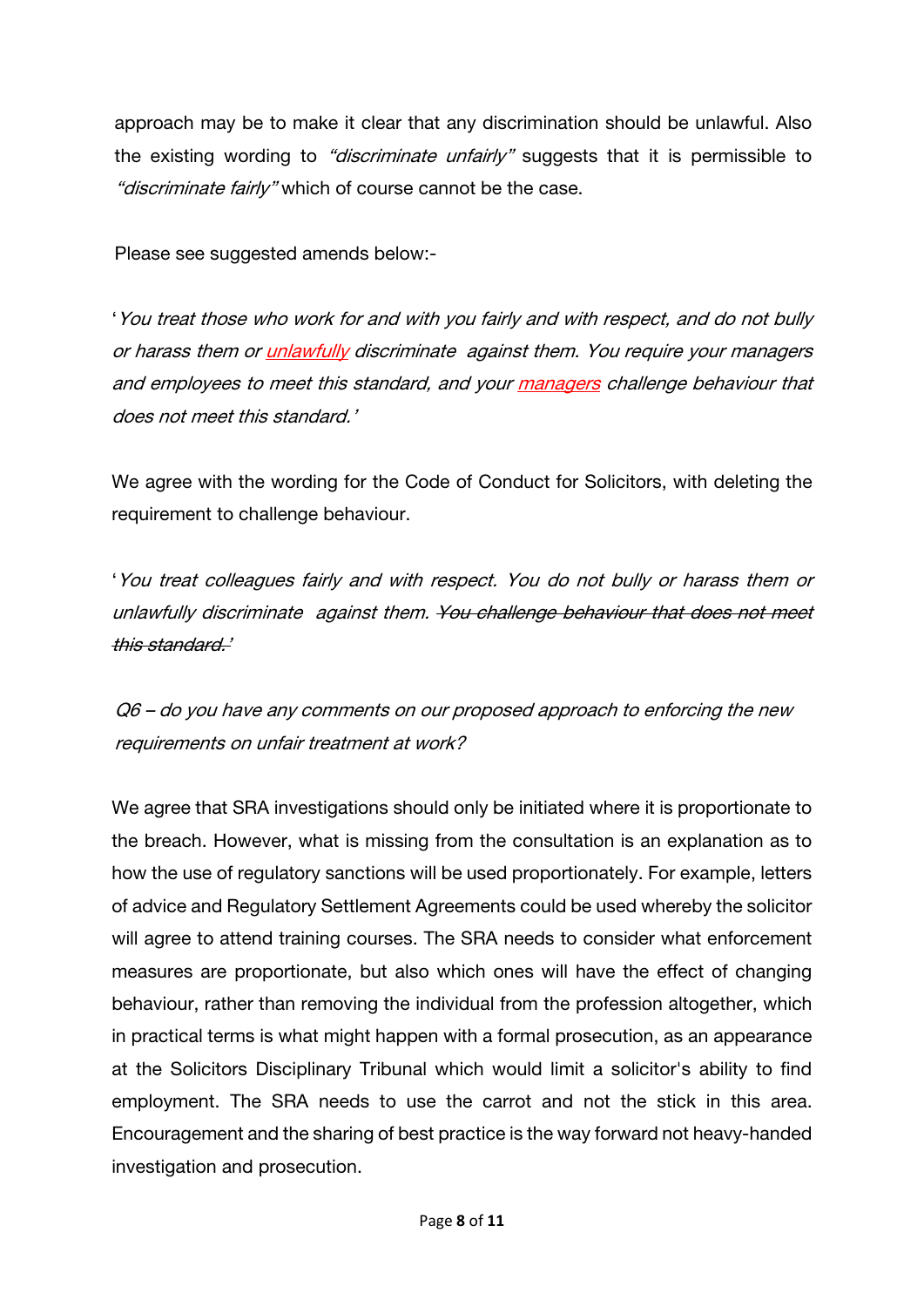approach may be to make it clear that any discrimination should be unlawful. Also the existing wording to *"discriminate unfairly"* suggests that it is permissible to *"discriminate fairly"* which of course cannot be the case.

Please see suggested amends below:-

'*You treat those who work for and with you fairly and with respect, and do not bully or harass them or <u>unlawfully</u> discriminate against them. You require your managers and employees to meet this standard, and your <u>managers</u> challenge behaviour that does not meet this standard.*'

We agree with the wording for the Code of Conduct for Solicitors, with deleting the requirement to challenge behaviour.

'*You treat colleagues fairly and with respect. You do not bully or harass them or unlawfully discriminate against them. ~~You challenge behaviour that does not meet this standard.~~*'

*Q6 – do you have any comments on our proposed approach to enforcing the new requirements on unfair treatment at work?*

We agree that SRA investigations should only be initiated where it is proportionate to the breach. However, what is missing from the consultation is an explanation as to how the use of regulatory sanctions will be used proportionately. For example, letters of advice and Regulatory Settlement Agreements could be used whereby the solicitor will agree to attend training courses. The SRA needs to consider what enforcement measures are proportionate, but also which ones will have the effect of changing behaviour, rather than removing the individual from the profession altogether, which in practical terms is what might happen with a formal prosecution, as an appearance at the Solicitors Disciplinary Tribunal which would limit a solicitor's ability to find employment. The SRA needs to use the carrot and not the stick in this area. Encouragement and the sharing of best practice is the way forward not heavy-handed investigation and prosecution.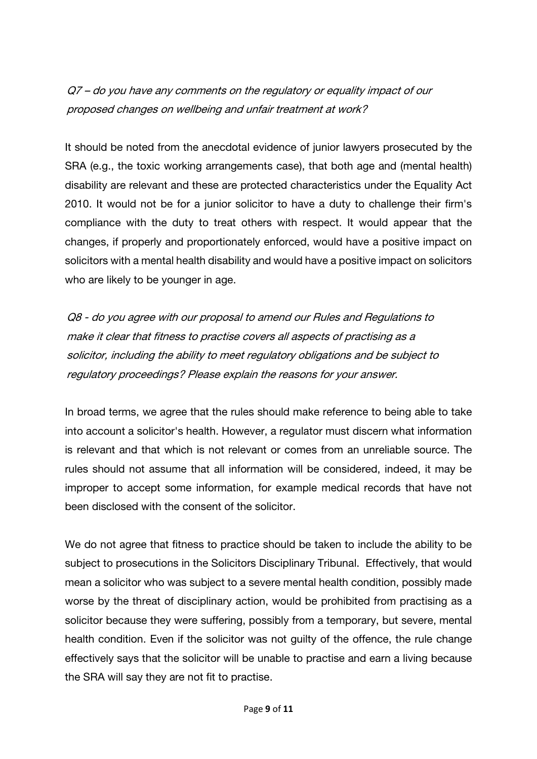*Q7 – do you have any comments on the regulatory or equality impact of our proposed changes on wellbeing and unfair treatment at work?*

It should be noted from the anecdotal evidence of junior lawyers prosecuted by the SRA (e.g., the toxic working arrangements case), that both age and (mental health) disability are relevant and these are protected characteristics under the Equality Act 2010. It would not be for a junior solicitor to have a duty to challenge their firm's compliance with the duty to treat others with respect. It would appear that the changes, if properly and proportionately enforced, would have a positive impact on solicitors with a mental health disability and would have a positive impact on solicitors who are likely to be younger in age.

*Q8 - do you agree with our proposal to amend our Rules and Regulations to make it clear that fitness to practise covers all aspects of practising as a solicitor, including the ability to meet regulatory obligations and be subject to regulatory proceedings? Please explain the reasons for your answer.*

In broad terms, we agree that the rules should make reference to being able to take into account a solicitor's health. However, a regulator must discern what information is relevant and that which is not relevant or comes from an unreliable source. The rules should not assume that all information will be considered, indeed, it may be improper to accept some information, for example medical records that have not been disclosed with the consent of the solicitor.

We do not agree that fitness to practice should be taken to include the ability to be subject to prosecutions in the Solicitors Disciplinary Tribunal. Effectively, that would mean a solicitor who was subject to a severe mental health condition, possibly made worse by the threat of disciplinary action, would be prohibited from practising as a solicitor because they were suffering, possibly from a temporary, but severe, mental health condition. Even if the solicitor was not guilty of the offence, the rule change effectively says that the solicitor will be unable to practise and earn a living because the SRA will say they are not fit to practise.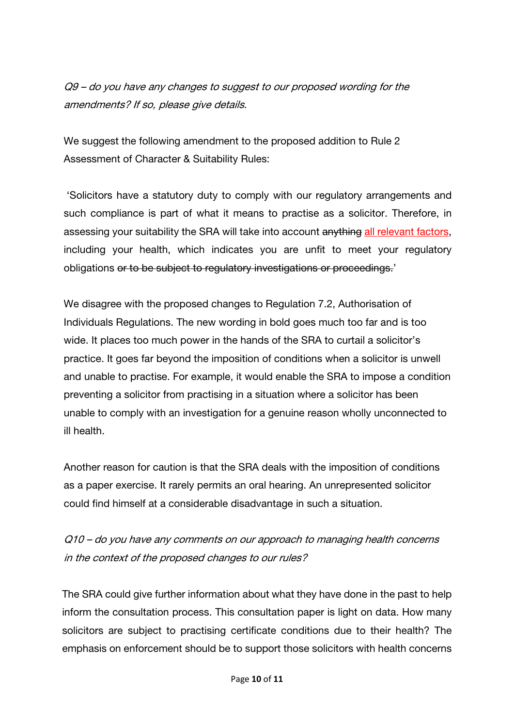*Q9 – do you have any changes to suggest to our proposed wording for the amendments? If so, please give details.*

We suggest the following amendment to the proposed addition to Rule 2 Assessment of Character & Suitability Rules:

'Solicitors have a statutory duty to comply with our regulatory arrangements and such compliance is part of what it means to practise as a solicitor. Therefore, in assessing your suitability the SRA will take into account ~~anything~~ <u>all relevant factors</u>, including your health, which indicates you are unfit to meet your regulatory obligations ~~or to be subject to regulatory investigations or proceedings.~~'

We disagree with the proposed changes to Regulation 7.2, Authorisation of Individuals Regulations. The new wording in bold goes much too far and is too wide. It places too much power in the hands of the SRA to curtail a solicitor's practice. It goes far beyond the imposition of conditions when a solicitor is unwell and unable to practise. For example, it would enable the SRA to impose a condition preventing a solicitor from practising in a situation where a solicitor has been unable to comply with an investigation for a genuine reason wholly unconnected to ill health.

Another reason for caution is that the SRA deals with the imposition of conditions as a paper exercise. It rarely permits an oral hearing. An unrepresented solicitor could find himself at a considerable disadvantage in such a situation.

*Q10 – do you have any comments on our approach to managing health concerns in the context of the proposed changes to our rules?*

The SRA could give further information about what they have done in the past to help inform the consultation process. This consultation paper is light on data. How many solicitors are subject to practising certificate conditions due to their health? The emphasis on enforcement should be to support those solicitors with health concerns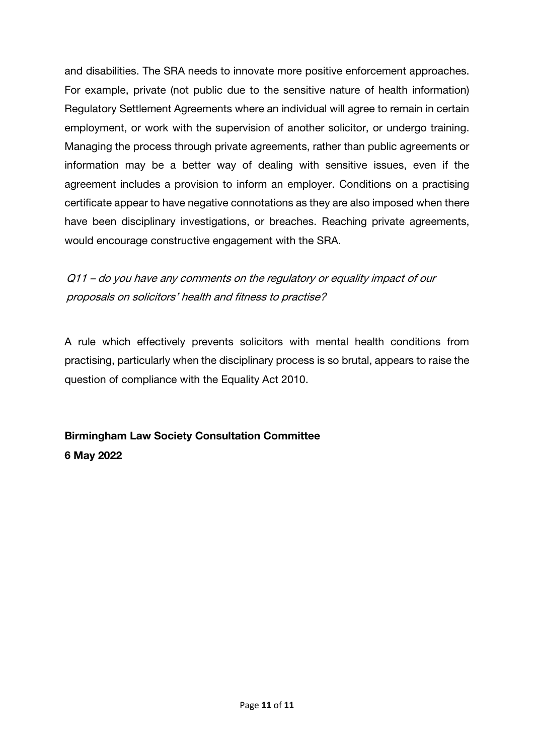and disabilities. The SRA needs to innovate more positive enforcement approaches. For example, private (not public due to the sensitive nature of health information) Regulatory Settlement Agreements where an individual will agree to remain in certain employment, or work with the supervision of another solicitor, or undergo training. Managing the process through private agreements, rather than public agreements or information may be a better way of dealing with sensitive issues, even if the agreement includes a provision to inform an employer. Conditions on a practising certificate appear to have negative connotations as they are also imposed when there have been disciplinary investigations, or breaches. Reaching private agreements, would encourage constructive engagement with the SRA.

*Q11 – do you have any comments on the regulatory or equality impact of our proposals on solicitors' health and fitness to practise?*

A rule which effectively prevents solicitors with mental health conditions from practising, particularly when the disciplinary process is so brutal, appears to raise the question of compliance with the Equality Act 2010.

**Birmingham Law Society Consultation Committee**
**6 May 2022**